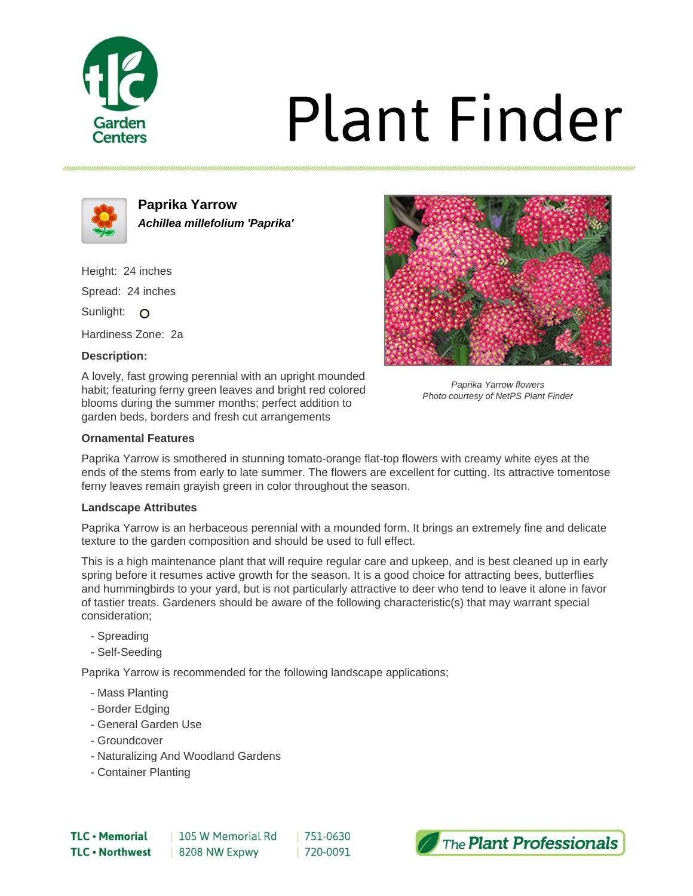# Plant Finder

## Paprika Yarrow

***Achillea millefolium 'Paprika'***

Height: 24 inches

Spread: 24 inches

Sunlight: ○

Hardiness Zone: 2a

**Description:**

A lovely, fast growing perennial with an upright mounded habit; featuring ferny green leaves and bright red colored blooms during the summer months; perfect addition to garden beds, borders and fresh cut arrangements

*Paprika Yarrow flowers*
*Photo courtesy of NetPS Plant Finder*

### Ornamental Features

Paprika Yarrow is smothered in stunning tomato-orange flat-top flowers with creamy white eyes at the ends of the stems from early to late summer. The flowers are excellent for cutting. Its attractive tomentose ferny leaves remain grayish green in color throughout the season.

### Landscape Attributes

Paprika Yarrow is an herbaceous perennial with a mounded form. It brings an extremely fine and delicate texture to the garden composition and should be used to full effect.

This is a high maintenance plant that will require regular care and upkeep, and is best cleaned up in early spring before it resumes active growth for the season. It is a good choice for attracting bees, butterflies and hummingbirds to your yard, but is not particularly attractive to deer who tend to leave it alone in favor of tastier treats. Gardeners should be aware of the following characteristic(s) that may warrant special consideration;

- Spreading
- Self-Seeding

Paprika Yarrow is recommended for the following landscape applications;

- Mass Planting
- Border Edging
- General Garden Use
- Groundcover
- Naturalizing And Woodland Gardens
- Container Planting

| | | |
|---|---|---|
| TLC • Memorial | 105 W Memorial Rd | 751-0630 |
| TLC • Northwest | 8208 NW Expwy | 720-0091 |

The Plant Professionals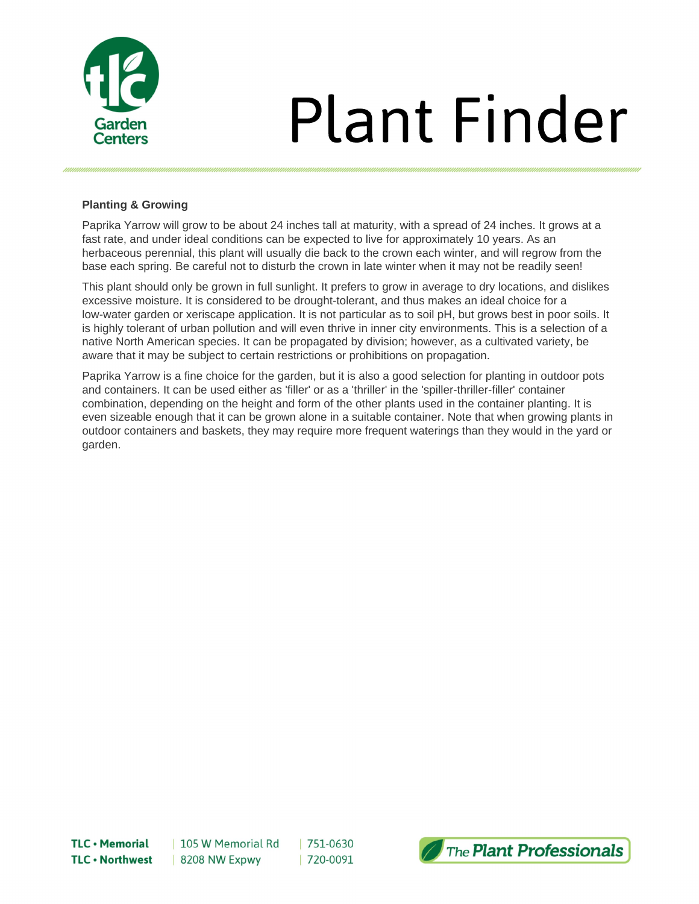# Plant Finder

**Planting & Growing**

Paprika Yarrow will grow to be about 24 inches tall at maturity, with a spread of 24 inches. It grows at a fast rate, and under ideal conditions can be expected to live for approximately 10 years. As an herbaceous perennial, this plant will usually die back to the crown each winter, and will regrow from the base each spring. Be careful not to disturb the crown in late winter when it may not be readily seen!

This plant should only be grown in full sunlight. It prefers to grow in average to dry locations, and dislikes excessive moisture. It is considered to be drought-tolerant, and thus makes an ideal choice for a low-water garden or xeriscape application. It is not particular as to soil pH, but grows best in poor soils. It is highly tolerant of urban pollution and will even thrive in inner city environments. This is a selection of a native North American species. It can be propagated by division; however, as a cultivated variety, be aware that it may be subject to certain restrictions or prohibitions on propagation.

Paprika Yarrow is a fine choice for the garden, but it is also a good selection for planting in outdoor pots and containers. It can be used either as 'filler' or as a 'thriller' in the 'spiller-thriller-filler' container combination, depending on the height and form of the other plants used in the container planting. It is even sizeable enough that it can be grown alone in a suitable container. Note that when growing plants in outdoor containers and baskets, they may require more frequent waterings than they would in the yard or garden.

| | | |
|---|---|---|
| **TLC • Memorial** | 105 W Memorial Rd | 751-0630 |
| **TLC • Northwest** | 8208 NW Expwy | 720-0091 |

*The* **Plant Professionals**